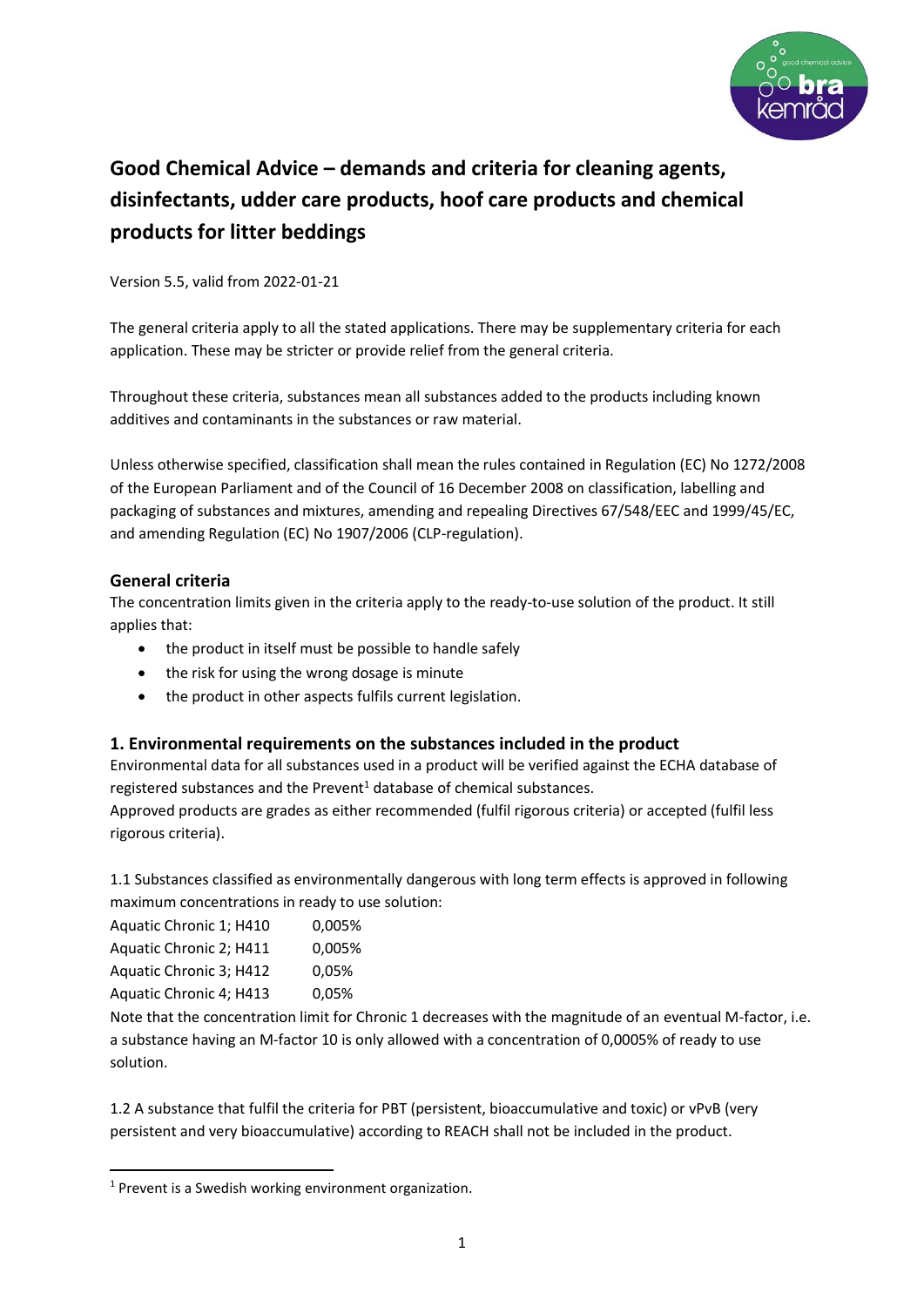# Good Chemical Advice – demands and criteria for cleaning agents, disinfectants, udder care products, hoof care products and chemical products for litter beddings

Version 5.5, valid from 2022-01-21

The general criteria apply to all the stated applications. There may be supplementary criteria for each application. These may be stricter or provide relief from the general criteria.

Throughout these criteria, substances mean all substances added to the products including known additives and contaminants in the substances or raw material.

Unless otherwise specified, classification shall mean the rules contained in Regulation (EC) No 1272/2008 of the European Parliament and of the Council of 16 December 2008 on classification, labelling and packaging of substances and mixtures, amending and repealing Directives 67/548/EEC and 1999/45/EC, and amending Regulation (EC) No 1907/2006 (CLP-regulation).

## General criteria

The concentration limits given in the criteria apply to the ready-to-use solution of the product. It still applies that:

- the product in itself must be possible to handle safely
- the risk for using the wrong dosage is minute
- the product in other aspects fulfils current legislation.

## 1. Environmental requirements on the substances included in the product

Environmental data for all substances used in a product will be verified against the ECHA database of registered substances and the Prevent[1] database of chemical substances.
Approved products are grades as either recommended (fulfil rigorous criteria) or accepted (fulfil less rigorous criteria).

1.1 Substances classified as environmentally dangerous with long term effects is approved in following maximum concentrations in ready to use solution:

| | |
|---|---|
| Aquatic Chronic 1; H410 | 0,005% |
| Aquatic Chronic 2; H411 | 0,005% |
| Aquatic Chronic 3; H412 | 0,05% |
| Aquatic Chronic 4; H413 | 0,05% |

Note that the concentration limit for Chronic 1 decreases with the magnitude of an eventual M-factor, i.e. a substance having an M-factor 10 is only allowed with a concentration of 0,0005% of ready to use solution.

1.2 A substance that fulfil the criteria for PBT (persistent, bioaccumulative and toxic) or vPvB (very persistent and very bioaccumulative) according to REACH shall not be included in the product.

[1] Prevent is a Swedish working environment organization.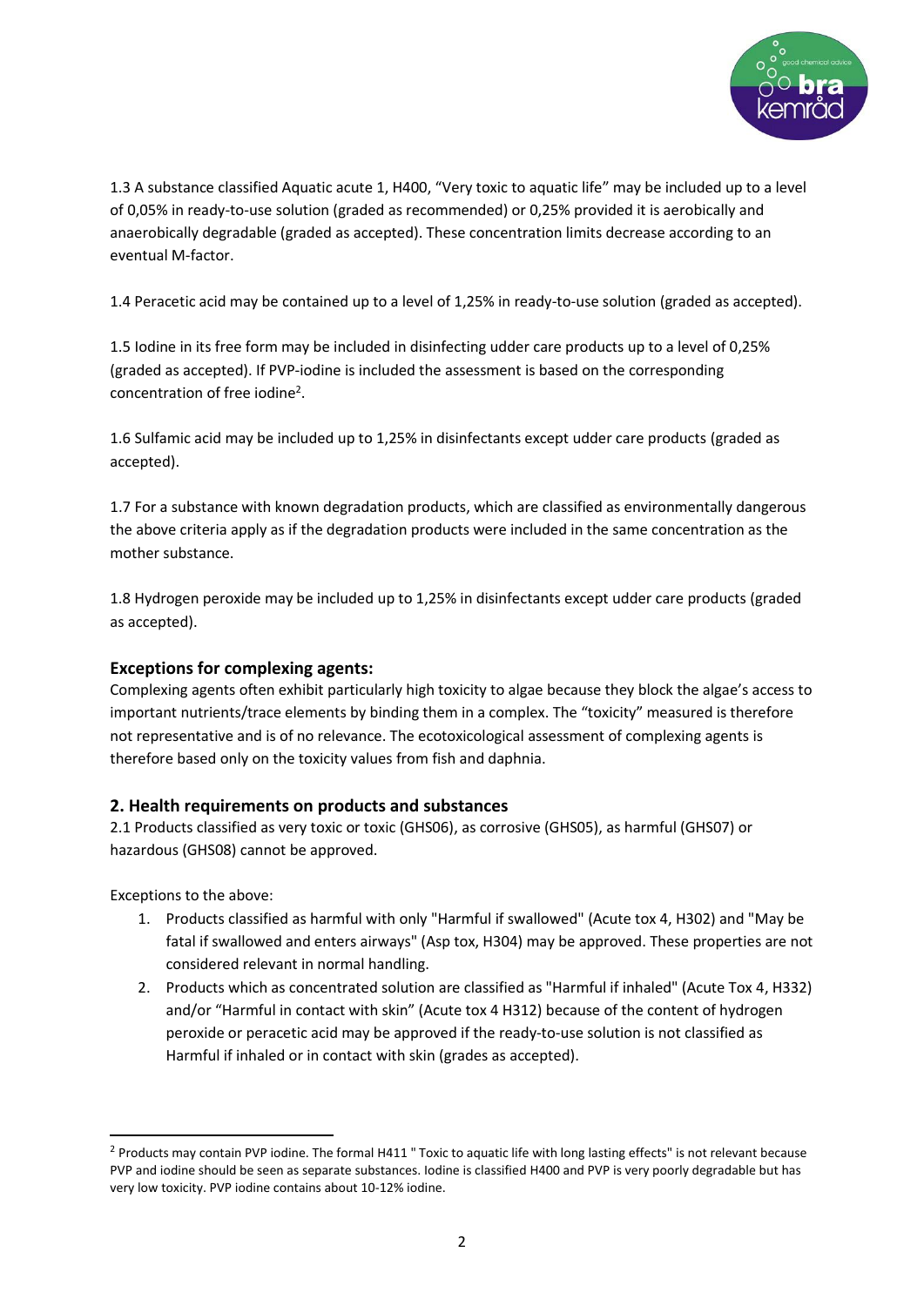1.3 A substance classified Aquatic acute 1, H400, "Very toxic to aquatic life" may be included up to a level of 0,05% in ready-to-use solution (graded as recommended) or 0,25% provided it is aerobically and anaerobically degradable (graded as accepted). These concentration limits decrease according to an eventual M-factor.

1.4 Peracetic acid may be contained up to a level of 1,25% in ready-to-use solution (graded as accepted).

1.5 Iodine in its free form may be included in disinfecting udder care products up to a level of 0,25% (graded as accepted). If PVP-iodine is included the assessment is based on the corresponding concentration of free iodine[2].

1.6 Sulfamic acid may be included up to 1,25% in disinfectants except udder care products (graded as accepted).

1.7 For a substance with known degradation products, which are classified as environmentally dangerous the above criteria apply as if the degradation products were included in the same concentration as the mother substance.

1.8 Hydrogen peroxide may be included up to 1,25% in disinfectants except udder care products (graded as accepted).

### Exceptions for complexing agents:

Complexing agents often exhibit particularly high toxicity to algae because they block the algae's access to important nutrients/trace elements by binding them in a complex. The "toxicity" measured is therefore not representative and is of no relevance. The ecotoxicological assessment of complexing agents is therefore based only on the toxicity values from fish and daphnia.

## 2. Health requirements on products and substances

2.1 Products classified as very toxic or toxic (GHS06), as corrosive (GHS05), as harmful (GHS07) or hazardous (GHS08) cannot be approved.

Exceptions to the above:

1. Products classified as harmful with only "Harmful if swallowed" (Acute tox 4, H302) and "May be fatal if swallowed and enters airways" (Asp tox, H304) may be approved. These properties are not considered relevant in normal handling.
2. Products which as concentrated solution are classified as "Harmful if inhaled" (Acute Tox 4, H332) and/or "Harmful in contact with skin" (Acute tox 4 H312) because of the content of hydrogen peroxide or peracetic acid may be approved if the ready-to-use solution is not classified as Harmful if inhaled or in contact with skin (grades as accepted).

---

[2] Products may contain PVP iodine. The formal H411 " Toxic to aquatic life with long lasting effects" is not relevant because PVP and iodine should be seen as separate substances. Iodine is classified H400 and PVP is very poorly degradable but has very low toxicity. PVP iodine contains about 10-12% iodine.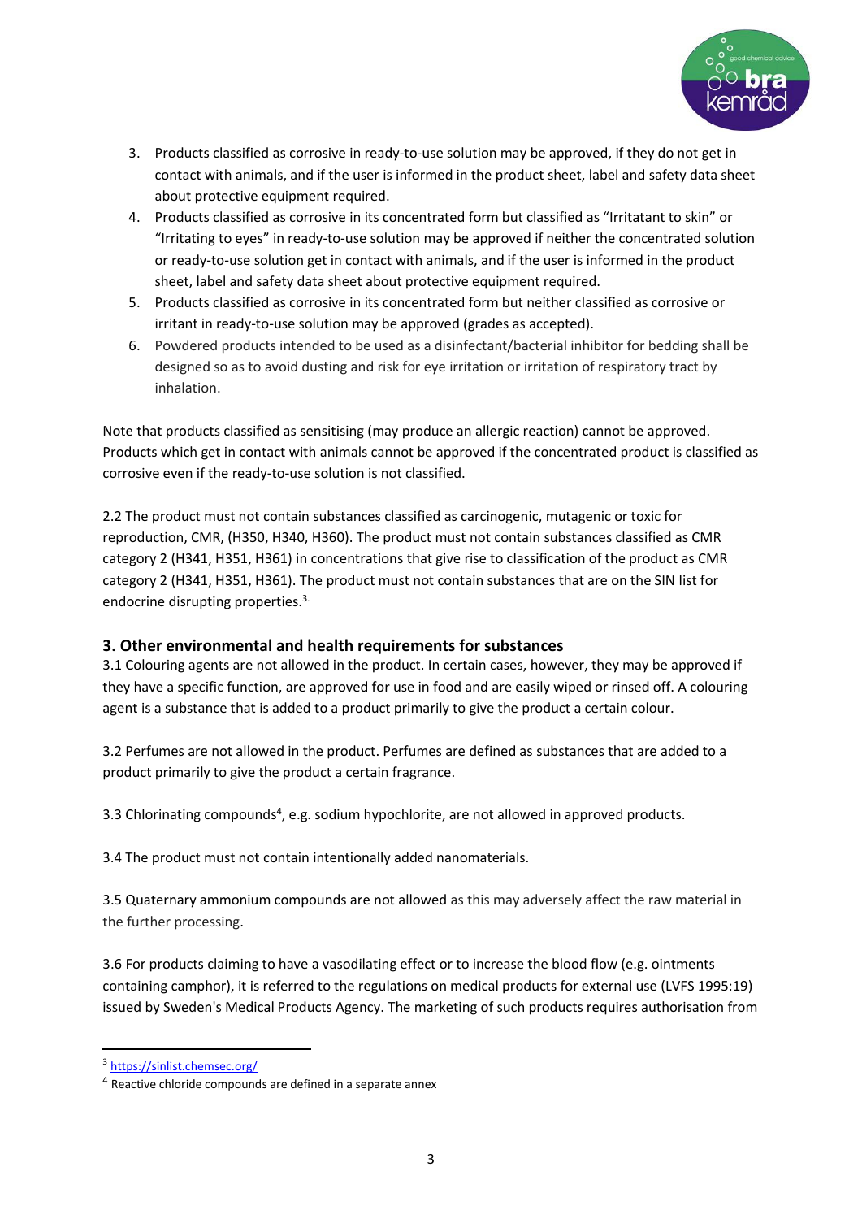3. Products classified as corrosive in ready-to-use solution may be approved, if they do not get in contact with animals, and if the user is informed in the product sheet, label and safety data sheet about protective equipment required.
4. Products classified as corrosive in its concentrated form but classified as "Irritatant to skin" or "Irritating to eyes" in ready-to-use solution may be approved if neither the concentrated solution or ready-to-use solution get in contact with animals, and if the user is informed in the product sheet, label and safety data sheet about protective equipment required.
5. Products classified as corrosive in its concentrated form but neither classified as corrosive or irritant in ready-to-use solution may be approved (grades as accepted).
6. Powdered products intended to be used as a disinfectant/bacterial inhibitor for bedding shall be designed so as to avoid dusting and risk for eye irritation or irritation of respiratory tract by inhalation.

Note that products classified as sensitising (may produce an allergic reaction) cannot be approved. Products which get in contact with animals cannot be approved if the concentrated product is classified as corrosive even if the ready-to-use solution is not classified.

2.2 The product must not contain substances classified as carcinogenic, mutagenic or toxic for reproduction, CMR, (H350, H340, H360). The product must not contain substances classified as CMR category 2 (H341, H351, H361) in concentrations that give rise to classification of the product as CMR category 2 (H341, H351, H361). The product must not contain substances that are on the SIN list for endocrine disrupting properties.[3]

## 3. Other environmental and health requirements for substances

3.1 Colouring agents are not allowed in the product. In certain cases, however, they may be approved if they have a specific function, are approved for use in food and are easily wiped or rinsed off. A colouring agent is a substance that is added to a product primarily to give the product a certain colour.

3.2 Perfumes are not allowed in the product. Perfumes are defined as substances that are added to a product primarily to give the product a certain fragrance.

3.3 Chlorinating compounds[4], e.g. sodium hypochlorite, are not allowed in approved products.

3.4 The product must not contain intentionally added nanomaterials.

3.5 Quaternary ammonium compounds are not allowed as this may adversely affect the raw material in the further processing.

3.6 For products claiming to have a vasodilating effect or to increase the blood flow (e.g. ointments containing camphor), it is referred to the regulations on medical products for external use (LVFS 1995:19) issued by Sweden's Medical Products Agency. The marketing of such products requires authorisation from

---

[3] https://sinlist.chemsec.org/

[4] Reactive chloride compounds are defined in a separate annex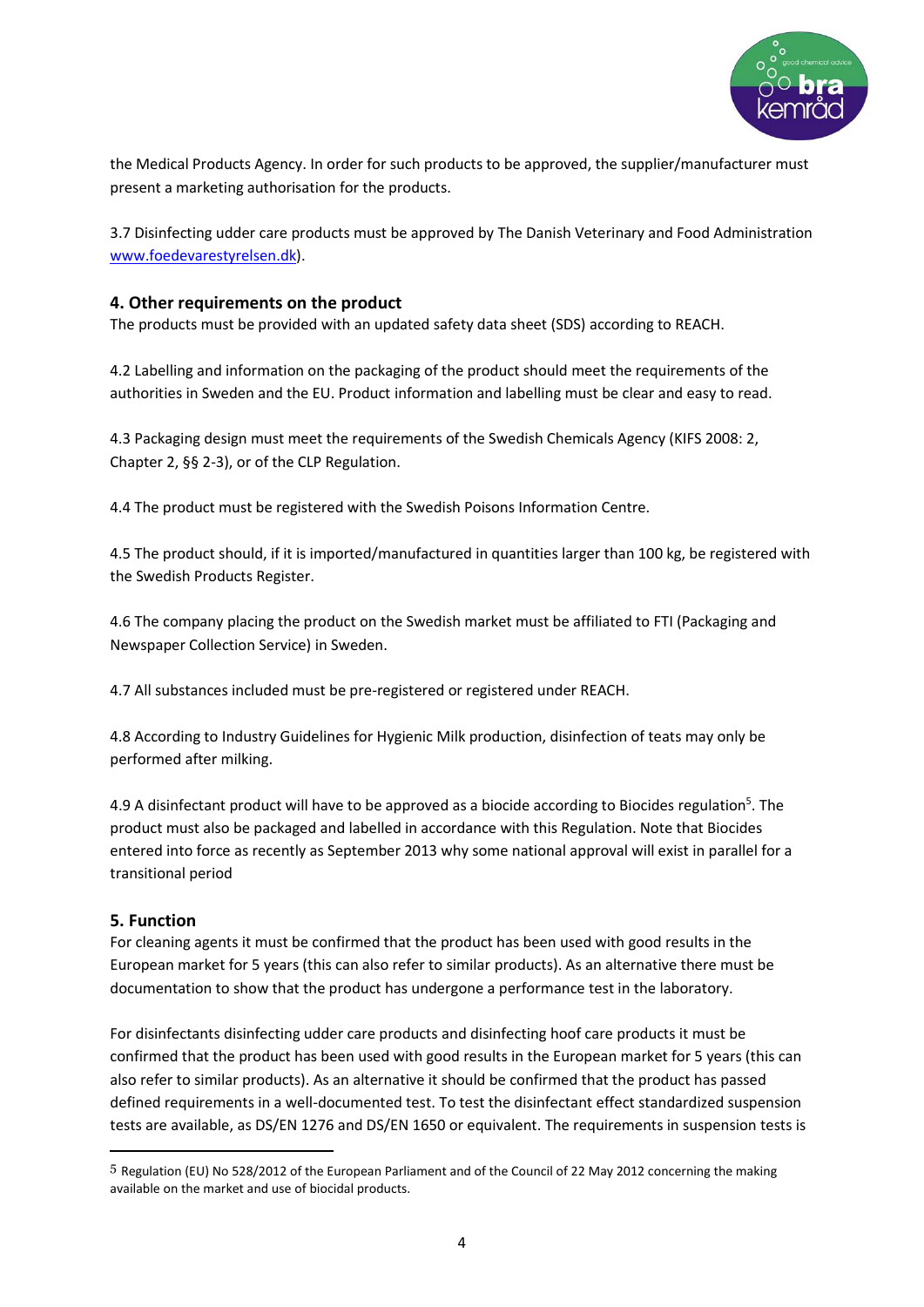the Medical Products Agency. In order for such products to be approved, the supplier/manufacturer must present a marketing authorisation for the products.

3.7 Disinfecting udder care products must be approved by The Danish Veterinary and Food Administration www.foedevarestyrelsen.dk).

## 4. Other requirements on the product

The products must be provided with an updated safety data sheet (SDS) according to REACH.

4.2 Labelling and information on the packaging of the product should meet the requirements of the authorities in Sweden and the EU. Product information and labelling must be clear and easy to read.

4.3 Packaging design must meet the requirements of the Swedish Chemicals Agency (KIFS 2008: 2, Chapter 2, §§ 2-3), or of the CLP Regulation.

4.4 The product must be registered with the Swedish Poisons Information Centre.

4.5 The product should, if it is imported/manufactured in quantities larger than 100 kg, be registered with the Swedish Products Register.

4.6 The company placing the product on the Swedish market must be affiliated to FTI (Packaging and Newspaper Collection Service) in Sweden.

4.7 All substances included must be pre-registered or registered under REACH.

4.8 According to Industry Guidelines for Hygienic Milk production, disinfection of teats may only be performed after milking.

4.9 A disinfectant product will have to be approved as a biocide according to Biocides regulation[5]. The product must also be packaged and labelled in accordance with this Regulation. Note that Biocides entered into force as recently as September 2013 why some national approval will exist in parallel for a transitional period

## 5. Function

For cleaning agents it must be confirmed that the product has been used with good results in the European market for 5 years (this can also refer to similar products). As an alternative there must be documentation to show that the product has undergone a performance test in the laboratory.

For disinfectants disinfecting udder care products and disinfecting hoof care products it must be confirmed that the product has been used with good results in the European market for 5 years (this can also refer to similar products). As an alternative it should be confirmed that the product has passed defined requirements in a well-documented test. To test the disinfectant effect standardized suspension tests are available, as DS/EN 1276 and DS/EN 1650 or equivalent. The requirements in suspension tests is

[5] Regulation (EU) No 528/2012 of the European Parliament and of the Council of 22 May 2012 concerning the making available on the market and use of biocidal products.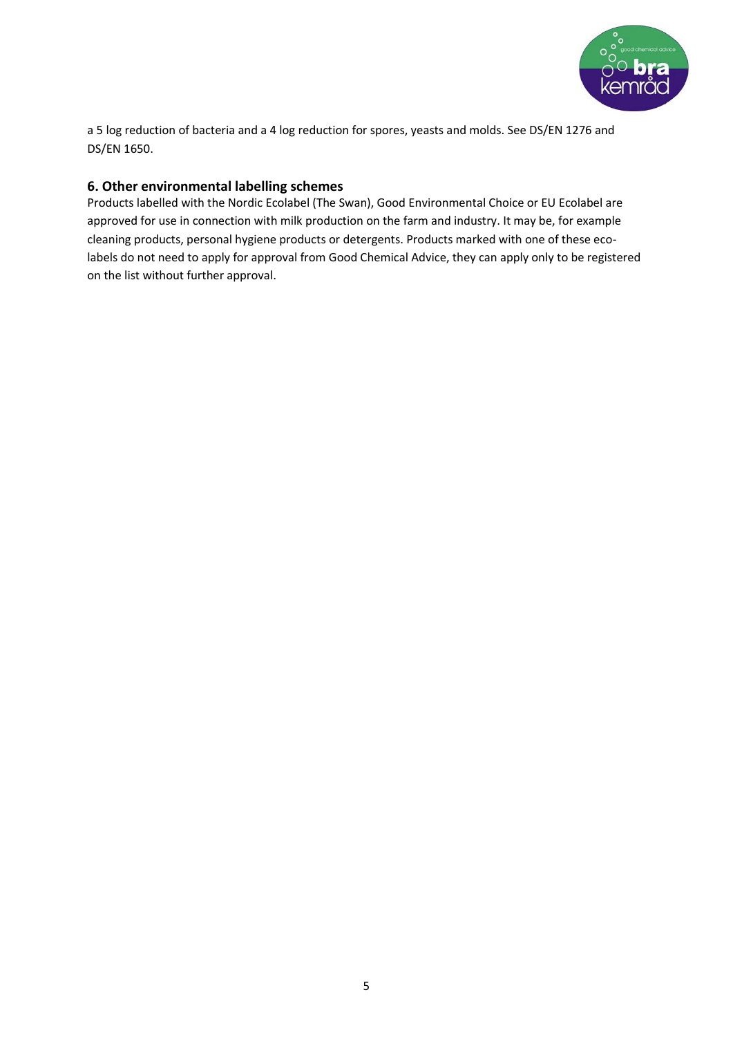a 5 log reduction of bacteria and a 4 log reduction for spores, yeasts and molds. See DS/EN 1276 and DS/EN 1650.

## 6. Other environmental labelling schemes

Products labelled with the Nordic Ecolabel (The Swan), Good Environmental Choice or EU Ecolabel are approved for use in connection with milk production on the farm and industry. It may be, for example cleaning products, personal hygiene products or detergents. Products marked with one of these eco-labels do not need to apply for approval from Good Chemical Advice, they can apply only to be registered on the list without further approval.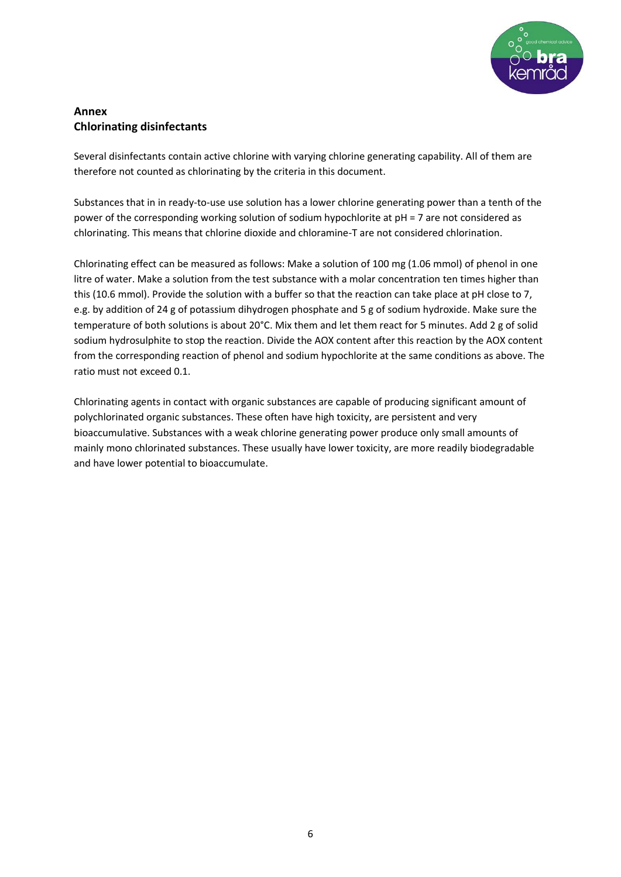**Annex**
**Chlorinating disinfectants**

Several disinfectants contain active chlorine with varying chlorine generating capability. All of them are therefore not counted as chlorinating by the criteria in this document.

Substances that in in ready-to-use use solution has a lower chlorine generating power than a tenth of the power of the corresponding working solution of sodium hypochlorite at pH = 7 are not considered as chlorinating. This means that chlorine dioxide and chloramine-T are not considered chlorination.

Chlorinating effect can be measured as follows: Make a solution of 100 mg (1.06 mmol) of phenol in one litre of water. Make a solution from the test substance with a molar concentration ten times higher than this (10.6 mmol). Provide the solution with a buffer so that the reaction can take place at pH close to 7, e.g. by addition of 24 g of potassium dihydrogen phosphate and 5 g of sodium hydroxide. Make sure the temperature of both solutions is about 20°C. Mix them and let them react for 5 minutes. Add 2 g of solid sodium hydrosulphite to stop the reaction. Divide the AOX content after this reaction by the AOX content from the corresponding reaction of phenol and sodium hypochlorite at the same conditions as above. The ratio must not exceed 0.1.

Chlorinating agents in contact with organic substances are capable of producing significant amount of polychlorinated organic substances. These often have high toxicity, are persistent and very bioaccumulative. Substances with a weak chlorine generating power produce only small amounts of mainly mono chlorinated substances. These usually have lower toxicity, are more readily biodegradable and have lower potential to bioaccumulate.